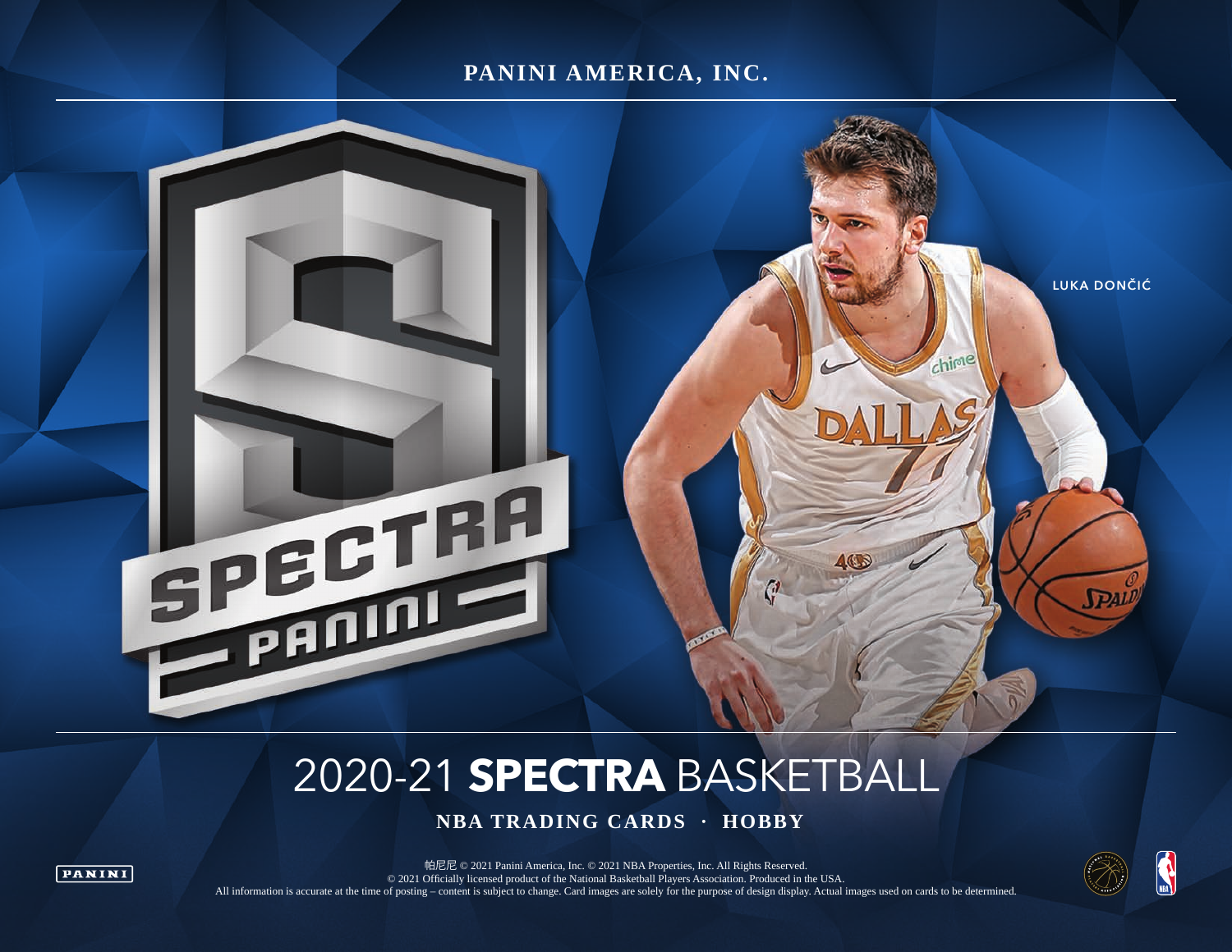PANINI AMERICA, INC.

LUKA DONČIĆ

# 2020-21 SPECTRA BASKETBALL

**NBA TRADING CARDS · HOBBY**

帕尼尼 © 2021 Panini America, Inc. © 2021 NBA Properties, Inc. All Rights Reserved.
© 2021 Officially licensed product of the National Basketball Players Association. Produced in the USA.
All information is accurate at the time of posting – content is subject to change. Card images are solely for the purpose of design display. Actual images used on cards to be determined.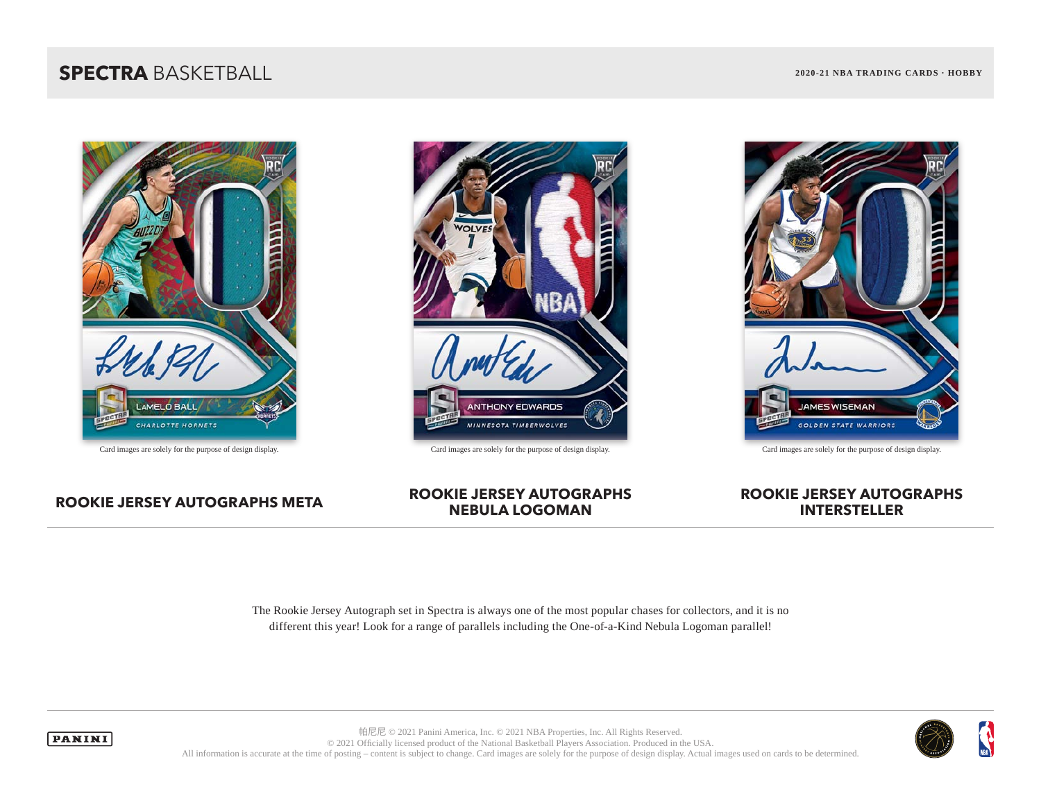**SPECTRA** BASKETBALL

**2020-21 NBA TRADING CARDS · HOBBY**

Card images are solely for the purpose of design display.

Card images are solely for the purpose of design display.

Card images are solely for the purpose of design display.

## ROOKIE JERSEY AUTOGRAPHS META

## ROOKIE JERSEY AUTOGRAPHS NEBULA LOGOMAN

## ROOKIE JERSEY AUTOGRAPHS INTERSTELLER

The Rookie Jersey Autograph set in Spectra is always one of the most popular chases for collectors, and it is no different this year! Look for a range of parallels including the One-of-a-Kind Nebula Logoman parallel!

PANINI

帕尼尼 © 2021 Panini America, Inc. © 2021 NBA Properties, Inc. All Rights Reserved.
© 2021 Officially licensed product of the National Basketball Players Association. Produced in the USA.
All information is accurate at the time of posting – content is subject to change. Card images are solely for the purpose of design display. Actual images used on cards to be determined.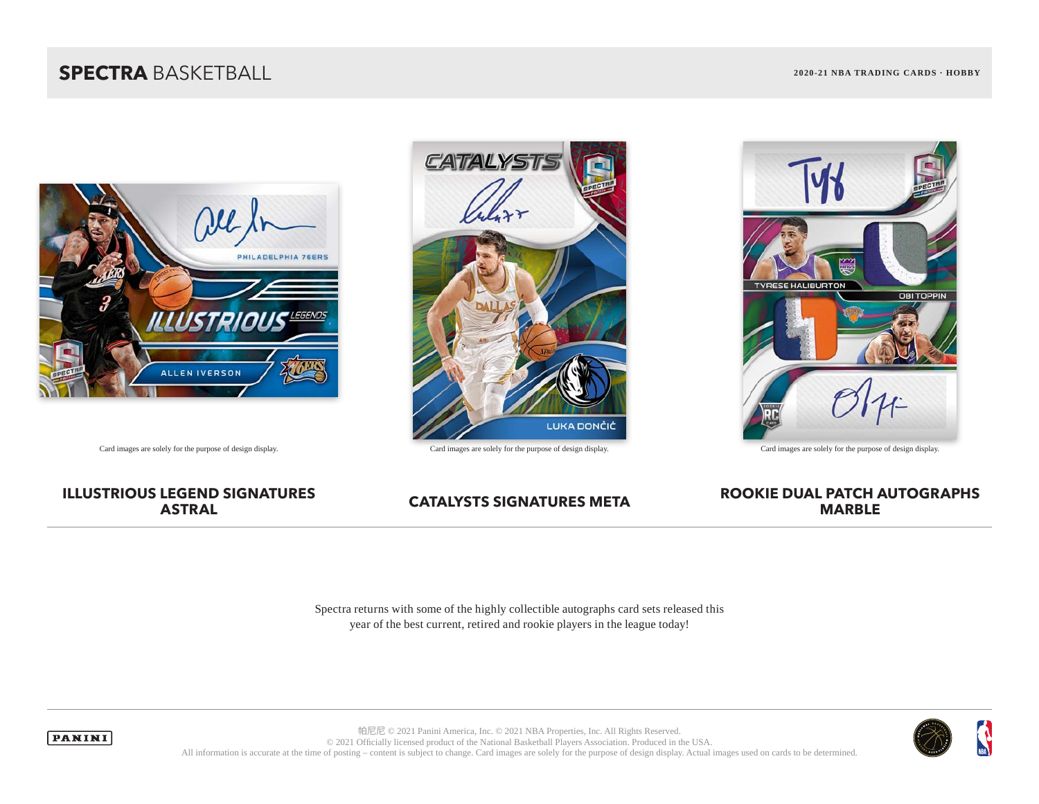Card images are solely for the purpose of design display.

### ILLUSTRIOUS LEGEND SIGNATURES ASTRAL

Card images are solely for the purpose of design display.

### CATALYSTS SIGNATURES META

Card images are solely for the purpose of design display.

### ROOKIE DUAL PATCH AUTOGRAPHS MARBLE

Spectra returns with some of the highly collectible autographs card sets released this year of the best current, retired and rookie players in the league today!

帕尼尼 © 2021 Panini America, Inc. © 2021 NBA Properties, Inc. All Rights Reserved.
© 2021 Officially licensed product of the National Basketball Players Association. Produced in the USA.
All information is accurate at the time of posting – content is subject to change. Card images are solely for the purpose of design display. Actual images used on cards to be determined.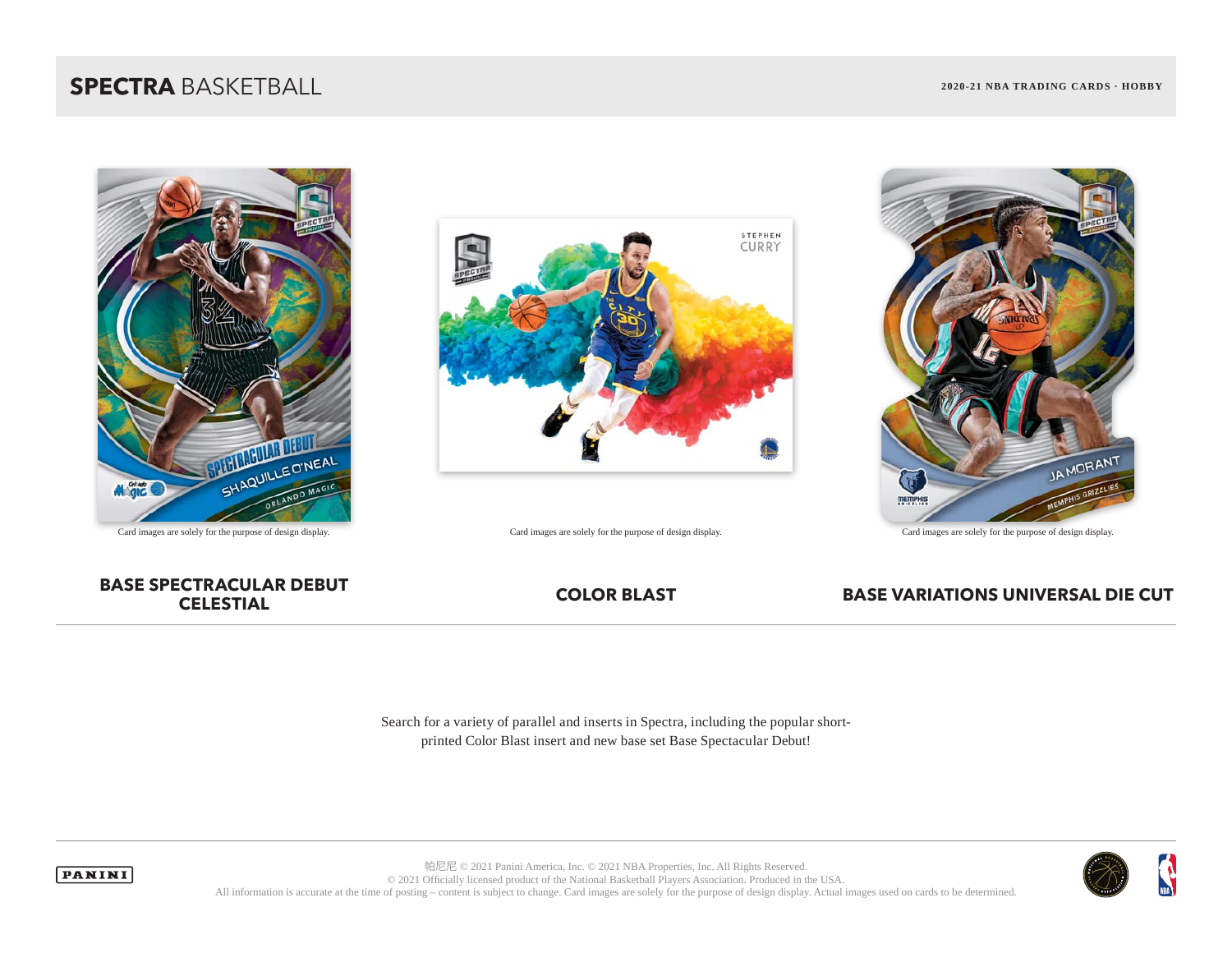Card images are solely for the purpose of design display.

**BASE SPECTACULAR DEBUT CELESTIAL**

Card images are solely for the purpose of design display.

**COLOR BLAST**

Card images are solely for the purpose of design display.

**BASE VARIATIONS UNIVERSAL DIE CUT**

Search for a variety of parallel and inserts in Spectra, including the popular short-printed Color Blast insert and new base set Base Spectacular Debut!

帕尼尼 © 2021 Panini America, Inc. © 2021 NBA Properties, Inc. All Rights Reserved.
© 2021 Officially licensed product of the National Basketball Players Association. Produced in the USA.
All information is accurate at the time of posting – content is subject to change. Card images are solely for the purpose of design display. Actual images used on cards to be determined.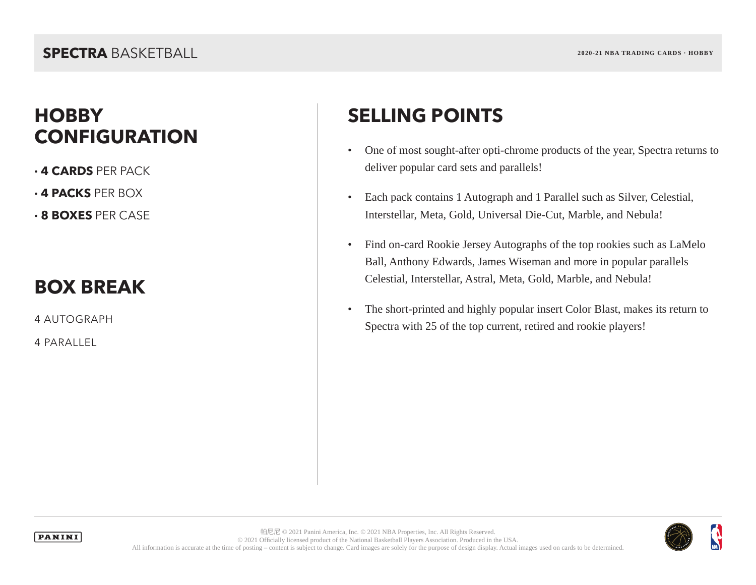**SPECTRA** BASKETBALL

**2020-21 NBA TRADING CARDS · HOBBY**

## HOBBY CONFIGURATION

- **4 CARDS** PER PACK
- **4 PACKS** PER BOX
- **8 BOXES** PER CASE

## BOX BREAK

4 AUTOGRAPH

4 PARALLEL

## SELLING POINTS

- One of most sought-after opti-chrome products of the year, Spectra returns to deliver popular card sets and parallels!
- Each pack contains 1 Autograph and 1 Parallel such as Silver, Celestial, Interstellar, Meta, Gold, Universal Die-Cut, Marble, and Nebula!
- Find on-card Rookie Jersey Autographs of the top rookies such as LaMelo Ball, Anthony Edwards, James Wiseman and more in popular parallels Celestial, Interstellar, Astral, Meta, Gold, Marble, and Nebula!
- The short-printed and highly popular insert Color Blast, makes its return to Spectra with 25 of the top current, retired and rookie players!

帕尼尼 © 2021 Panini America, Inc. © 2021 NBA Properties, Inc. All Rights Reserved.
© 2021 Officially licensed product of the National Basketball Players Association. Produced in the USA.
All information is accurate at the time of posting – content is subject to change. Card images are solely for the purpose of design display. Actual images used on cards to be determined.